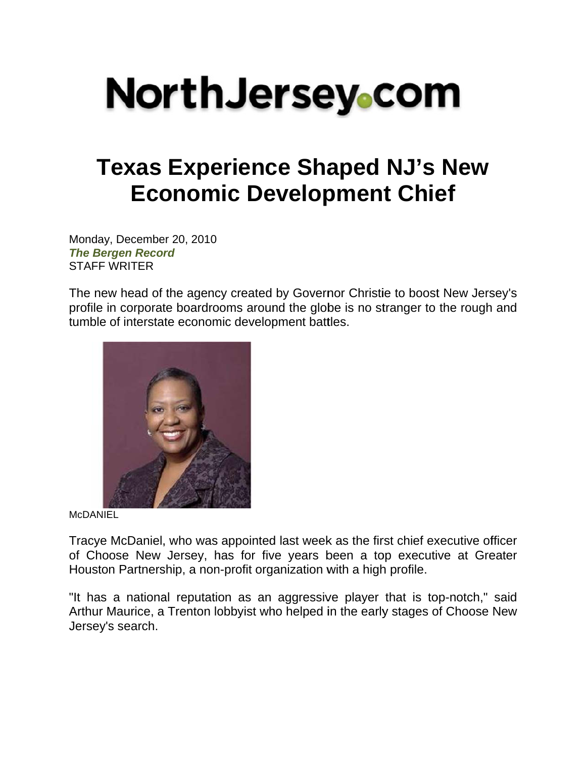# NorthJersey.com

# Texas Experience Shaped NJ's New Economic Development Chief

Monday, December 20, 2010
***The Bergen Record***
STAFF WRITER

The new head of the agency created by Governor Christie to boost New Jersey's profile in corporate boardrooms around the globe is no stranger to the rough and tumble of interstate economic development battles.

McDANIEL

Tracye McDaniel, who was appointed last week as the first chief executive officer of Choose New Jersey, has for five years been a top executive at Greater Houston Partnership, a non-profit organization with a high profile.

"It has a national reputation as an aggressive player that is top-notch," said Arthur Maurice, a Trenton lobbyist who helped in the early stages of Choose New Jersey's search.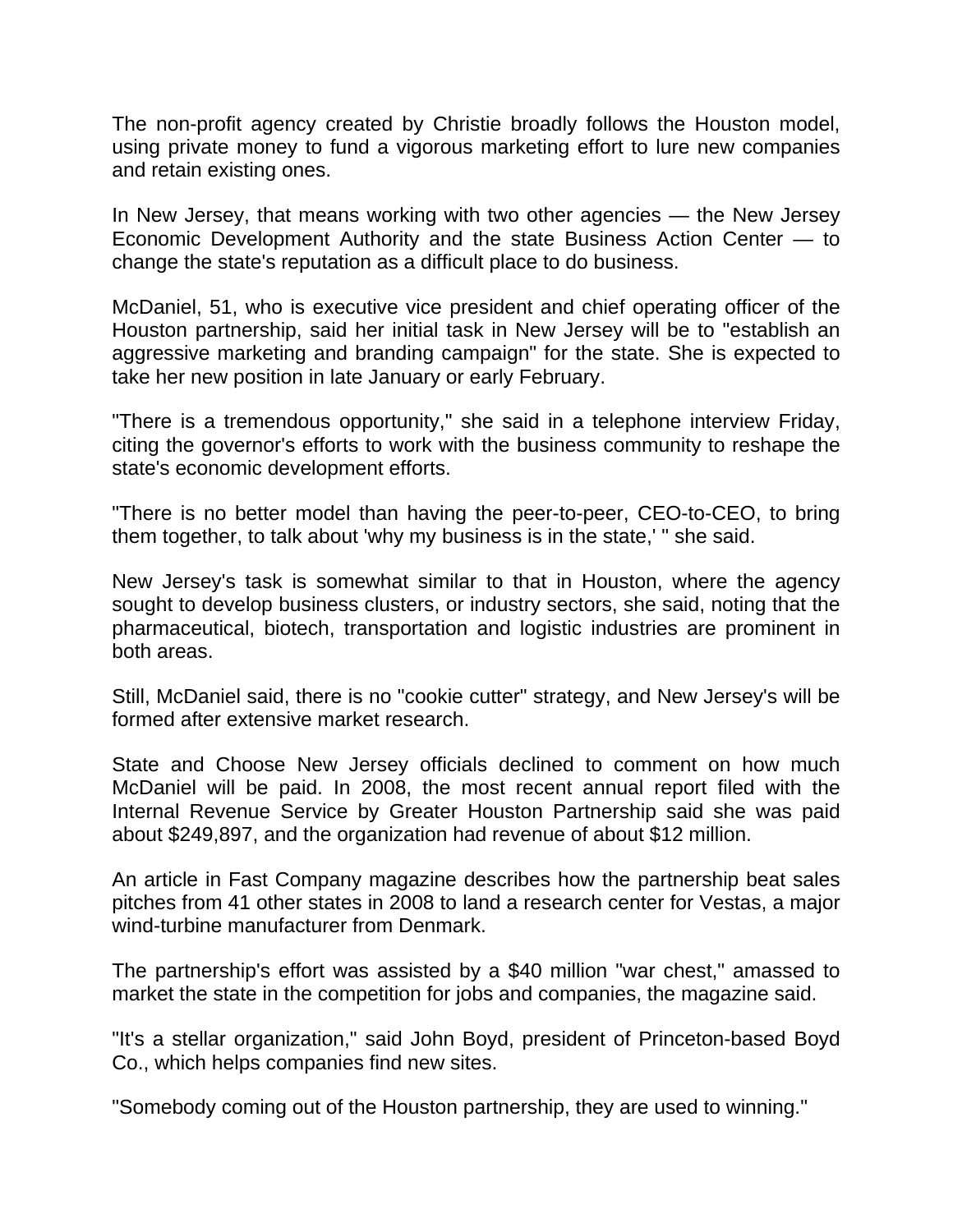The non-profit agency created by Christie broadly follows the Houston model, using private money to fund a vigorous marketing effort to lure new companies and retain existing ones.

In New Jersey, that means working with two other agencies — the New Jersey Economic Development Authority and the state Business Action Center — to change the state's reputation as a difficult place to do business.

McDaniel, 51, who is executive vice president and chief operating officer of the Houston partnership, said her initial task in New Jersey will be to "establish an aggressive marketing and branding campaign" for the state. She is expected to take her new position in late January or early February.

"There is a tremendous opportunity," she said in a telephone interview Friday, citing the governor's efforts to work with the business community to reshape the state's economic development efforts.

"There is no better model than having the peer-to-peer, CEO-to-CEO, to bring them together, to talk about 'why my business is in the state,' " she said.

New Jersey's task is somewhat similar to that in Houston, where the agency sought to develop business clusters, or industry sectors, she said, noting that the pharmaceutical, biotech, transportation and logistic industries are prominent in both areas.

Still, McDaniel said, there is no "cookie cutter" strategy, and New Jersey's will be formed after extensive market research.

State and Choose New Jersey officials declined to comment on how much McDaniel will be paid. In 2008, the most recent annual report filed with the Internal Revenue Service by Greater Houston Partnership said she was paid about $249,897, and the organization had revenue of about $12 million.

An article in Fast Company magazine describes how the partnership beat sales pitches from 41 other states in 2008 to land a research center for Vestas, a major wind-turbine manufacturer from Denmark.

The partnership's effort was assisted by a $40 million "war chest," amassed to market the state in the competition for jobs and companies, the magazine said.

"It's a stellar organization," said John Boyd, president of Princeton-based Boyd Co., which helps companies find new sites.

"Somebody coming out of the Houston partnership, they are used to winning."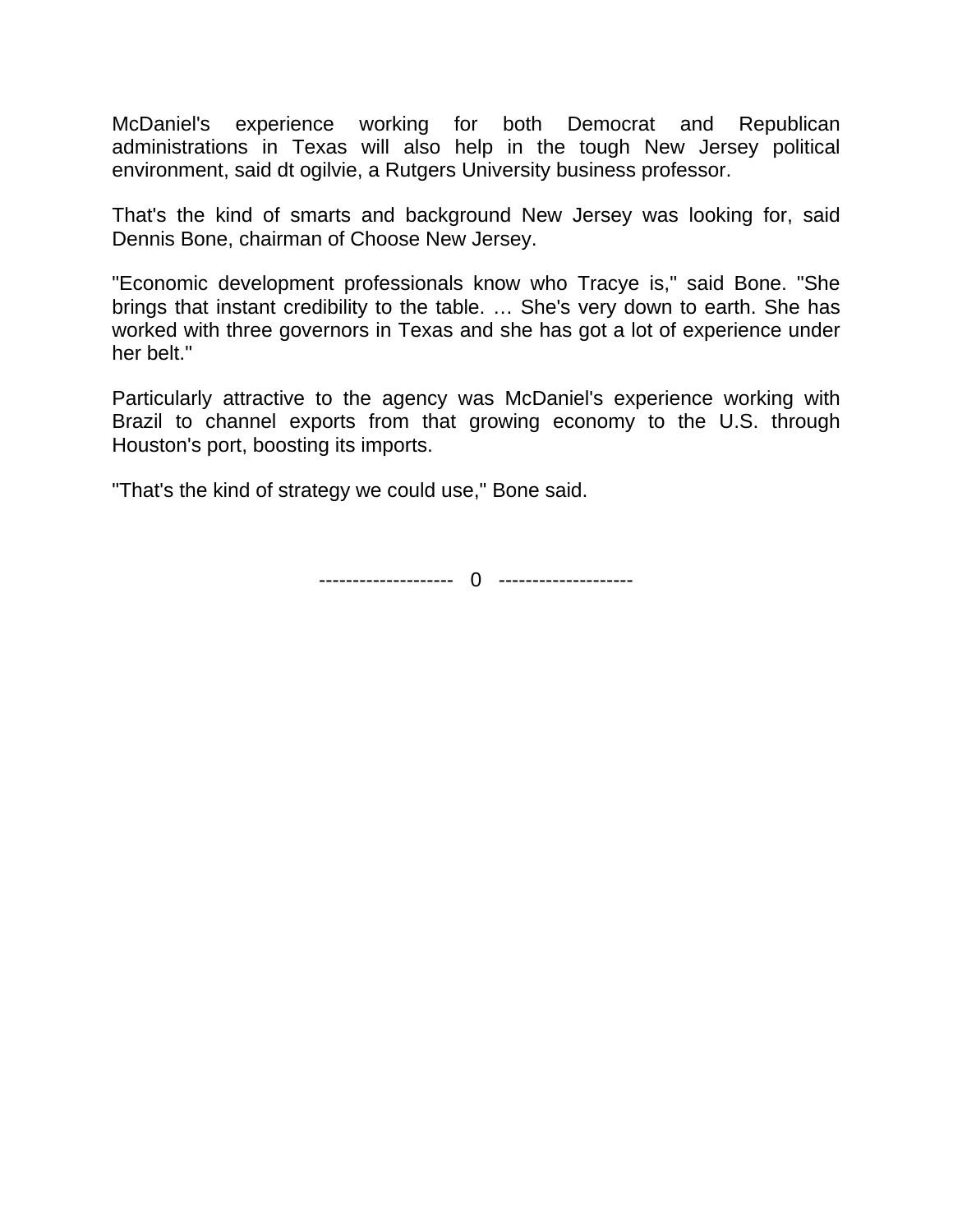McDaniel's experience working for both Democrat and Republican administrations in Texas will also help in the tough New Jersey political environment, said dt ogilvie, a Rutgers University business professor.

That's the kind of smarts and background New Jersey was looking for, said Dennis Bone, chairman of Choose New Jersey.

"Economic development professionals know who Tracye is," said Bone. "She brings that instant credibility to the table. … She's very down to earth. She has worked with three governors in Texas and she has got a lot of experience under her belt."

Particularly attractive to the agency was McDaniel's experience working with Brazil to channel exports from that growing economy to the U.S. through Houston's port, boosting its imports.

"That's the kind of strategy we could use," Bone said.

-------------------- 0 --------------------